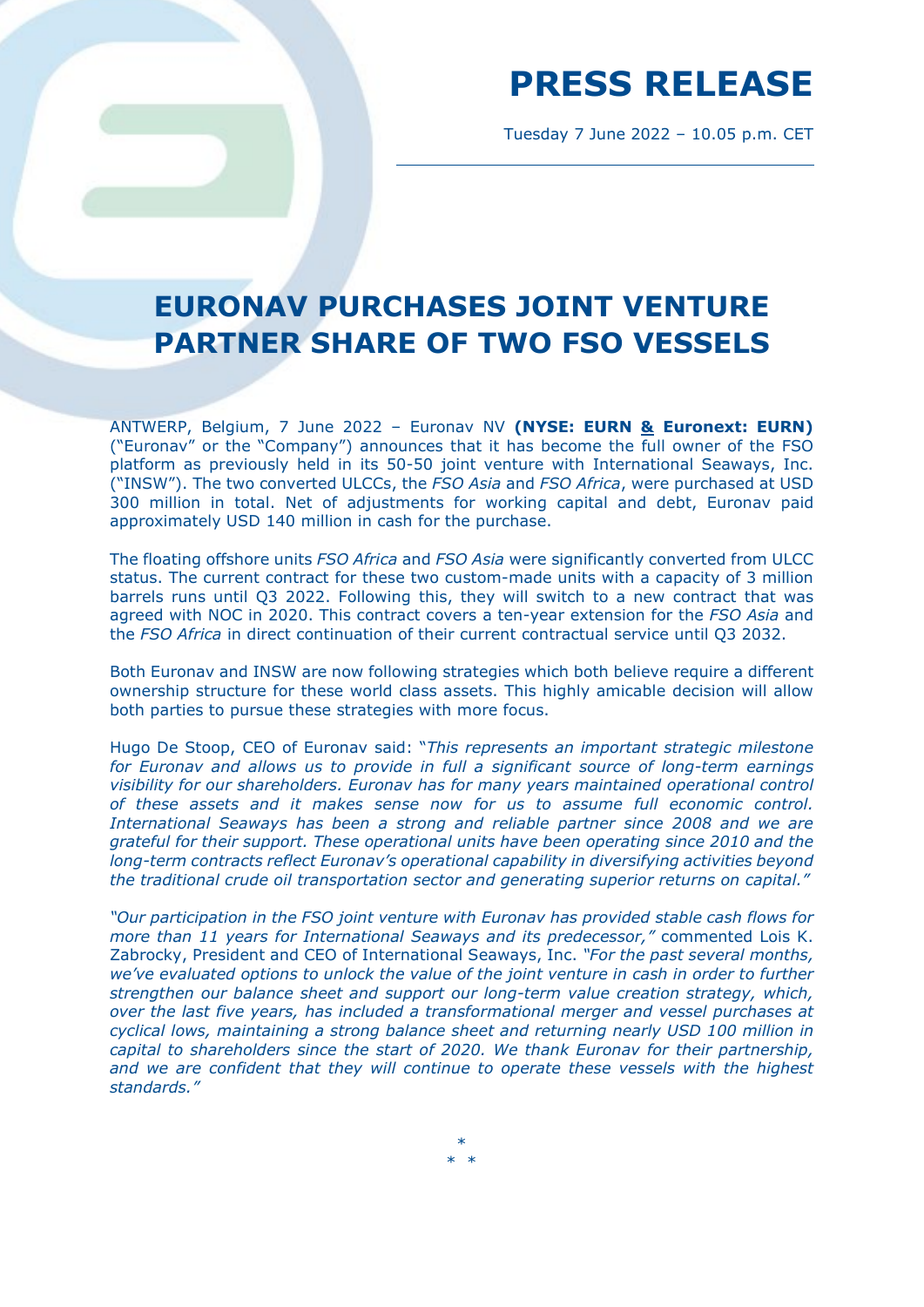# PRESS RELEASE

Tuesday 7 June 2022 – 10.05 p.m. CET

## EURONAV PURCHASES JOINT VENTURE PARTNER SHARE OF TWO FSO VESSELS

ANTWERP, Belgium, 7 June 2022 – Euronav NV **(NYSE: EURN & Euronext: EURN)** ("Euronav" or the "Company") announces that it has become the full owner of the FSO platform as previously held in its 50-50 joint venture with International Seaways, Inc. ("INSW"). The two converted ULCCs, the *FSO Asia* and *FSO Africa*, were purchased at USD 300 million in total. Net of adjustments for working capital and debt, Euronav paid approximately USD 140 million in cash for the purchase.

The floating offshore units *FSO Africa* and *FSO Asia* were significantly converted from ULCC status. The current contract for these two custom-made units with a capacity of 3 million barrels runs until Q3 2022. Following this, they will switch to a new contract that was agreed with NOC in 2020. This contract covers a ten-year extension for the *FSO Asia* and the *FSO Africa* in direct continuation of their current contractual service until Q3 2032.

Both Euronav and INSW are now following strategies which both believe require a different ownership structure for these world class assets. This highly amicable decision will allow both parties to pursue these strategies with more focus.

Hugo De Stoop, CEO of Euronav said: "*This represents an important strategic milestone for Euronav and allows us to provide in full a significant source of long-term earnings visibility for our shareholders. Euronav has for many years maintained operational control of these assets and it makes sense now for us to assume full economic control. International Seaways has been a strong and reliable partner since 2008 and we are grateful for their support. These operational units have been operating since 2010 and the long-term contracts reflect Euronav's operational capability in diversifying activities beyond the traditional crude oil transportation sector and generating superior returns on capital.*"

*"Our participation in the FSO joint venture with Euronav has provided stable cash flows for more than 11 years for International Seaways and its predecessor,"* commented Lois K. Zabrocky, President and CEO of International Seaways, Inc. *"For the past several months, we've evaluated options to unlock the value of the joint venture in cash in order to further strengthen our balance sheet and support our long-term value creation strategy, which, over the last five years, has included a transformational merger and vessel purchases at cyclical lows, maintaining a strong balance sheet and returning nearly USD 100 million in capital to shareholders since the start of 2020. We thank Euronav for their partnership, and we are confident that they will continue to operate these vessels with the highest standards."*

*

\* *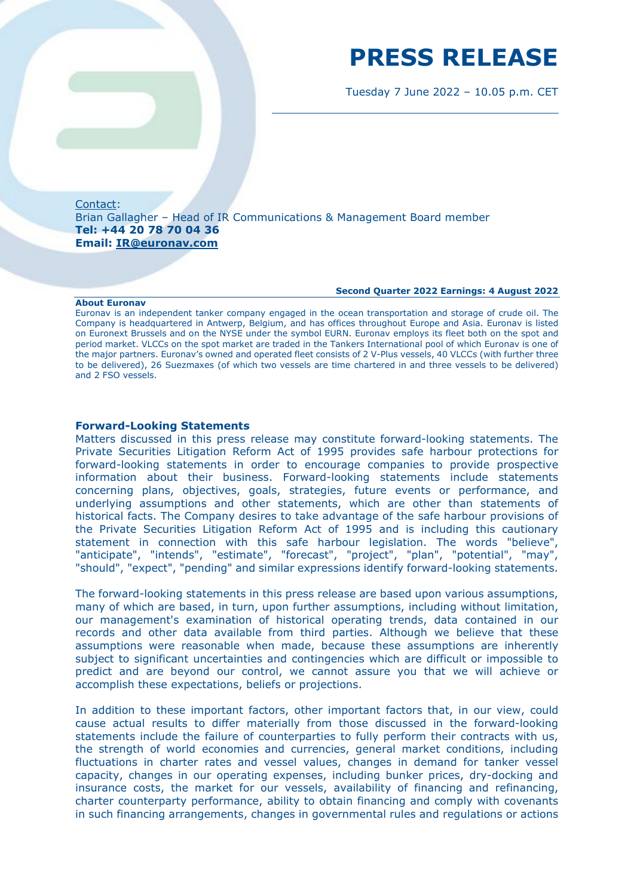# PRESS RELEASE

Tuesday 7 June 2022 – 10.05 p.m. CET

Contact:
Brian Gallagher – Head of IR Communications & Management Board member
**Tel: +44 20 78 70 04 36**
**Email: IR@euronav.com**

**Second Quarter 2022 Earnings: 4 August 2022**

**About Euronav**

Euronav is an independent tanker company engaged in the ocean transportation and storage of crude oil. The Company is headquartered in Antwerp, Belgium, and has offices throughout Europe and Asia. Euronav is listed on Euronext Brussels and on the NYSE under the symbol EURN. Euronav employs its fleet both on the spot and period market. VLCCs on the spot market are traded in the Tankers International pool of which Euronav is one of the major partners. Euronav's owned and operated fleet consists of 2 V-Plus vessels, 40 VLCCs (with further three to be delivered), 26 Suezmaxes (of which two vessels are time chartered in and three vessels to be delivered) and 2 FSO vessels.

## Forward-Looking Statements

Matters discussed in this press release may constitute forward-looking statements. The Private Securities Litigation Reform Act of 1995 provides safe harbour protections for forward-looking statements in order to encourage companies to provide prospective information about their business. Forward-looking statements include statements concerning plans, objectives, goals, strategies, future events or performance, and underlying assumptions and other statements, which are other than statements of historical facts. The Company desires to take advantage of the safe harbour provisions of the Private Securities Litigation Reform Act of 1995 and is including this cautionary statement in connection with this safe harbour legislation. The words "believe", "anticipate", "intends", "estimate", "forecast", "project", "plan", "potential", "may", "should", "expect", "pending" and similar expressions identify forward-looking statements.

The forward-looking statements in this press release are based upon various assumptions, many of which are based, in turn, upon further assumptions, including without limitation, our management's examination of historical operating trends, data contained in our records and other data available from third parties. Although we believe that these assumptions were reasonable when made, because these assumptions are inherently subject to significant uncertainties and contingencies which are difficult or impossible to predict and are beyond our control, we cannot assure you that we will achieve or accomplish these expectations, beliefs or projections.

In addition to these important factors, other important factors that, in our view, could cause actual results to differ materially from those discussed in the forward-looking statements include the failure of counterparties to fully perform their contracts with us, the strength of world economies and currencies, general market conditions, including fluctuations in charter rates and vessel values, changes in demand for tanker vessel capacity, changes in our operating expenses, including bunker prices, dry-docking and insurance costs, the market for our vessels, availability of financing and refinancing, charter counterparty performance, ability to obtain financing and comply with covenants in such financing arrangements, changes in governmental rules and regulations or actions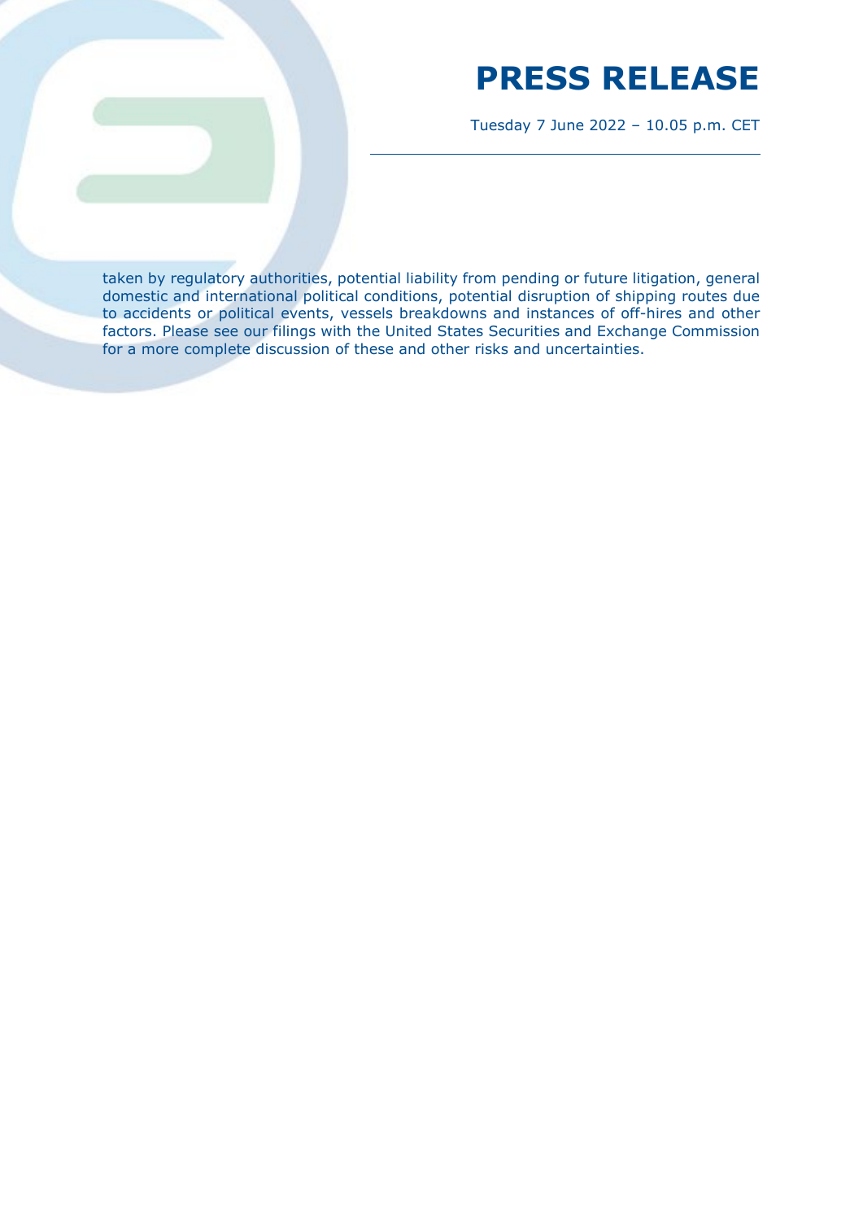taken by regulatory authorities, potential liability from pending or future litigation, general domestic and international political conditions, potential disruption of shipping routes due to accidents or political events, vessels breakdowns and instances of off-hires and other factors. Please see our filings with the United States Securities and Exchange Commission for a more complete discussion of these and other risks and uncertainties.